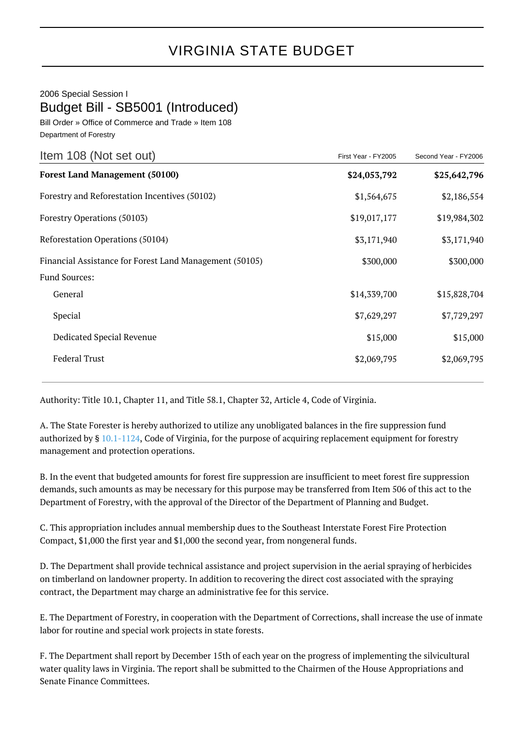# VIRGINIA STATE BUDGET

2006 Special Session I

## Budget Bill - SB5001 (Introduced)

Bill Order » Office of Commerce and Trade » Item 108

Department of Forestry

| Item 108 (Not set out) | First Year - FY2005 | Second Year - FY2006 |
|---|---|---|
| **Forest Land Management (50100)** | **$24,053,792** | **$25,642,796** |
| Forestry and Reforestation Incentives (50102) | $1,564,675 | $2,186,554 |
| Forestry Operations (50103) | $19,017,177 | $19,984,302 |
| Reforestation Operations (50104) | $3,171,940 | $3,171,940 |
| Financial Assistance for Forest Land Management (50105) | $300,000 | $300,000 |
| Fund Sources: | | |
| General | $14,339,700 | $15,828,704 |
| Special | $7,629,297 | $7,729,297 |
| Dedicated Special Revenue | $15,000 | $15,000 |
| Federal Trust | $2,069,795 | $2,069,795 |

Authority: Title 10.1, Chapter 11, and Title 58.1, Chapter 32, Article 4, Code of Virginia.

A. The State Forester is hereby authorized to utilize any unobligated balances in the fire suppression fund authorized by § 10.1-1124, Code of Virginia, for the purpose of acquiring replacement equipment for forestry management and protection operations.

B. In the event that budgeted amounts for forest fire suppression are insufficient to meet forest fire suppression demands, such amounts as may be necessary for this purpose may be transferred from Item 506 of this act to the Department of Forestry, with the approval of the Director of the Department of Planning and Budget.

C. This appropriation includes annual membership dues to the Southeast Interstate Forest Fire Protection Compact, $1,000 the first year and $1,000 the second year, from nongeneral funds.

D. The Department shall provide technical assistance and project supervision in the aerial spraying of herbicides on timberland on landowner property. In addition to recovering the direct cost associated with the spraying contract, the Department may charge an administrative fee for this service.

E. The Department of Forestry, in cooperation with the Department of Corrections, shall increase the use of inmate labor for routine and special work projects in state forests.

F. The Department shall report by December 15th of each year on the progress of implementing the silvicultural water quality laws in Virginia. The report shall be submitted to the Chairmen of the House Appropriations and Senate Finance Committees.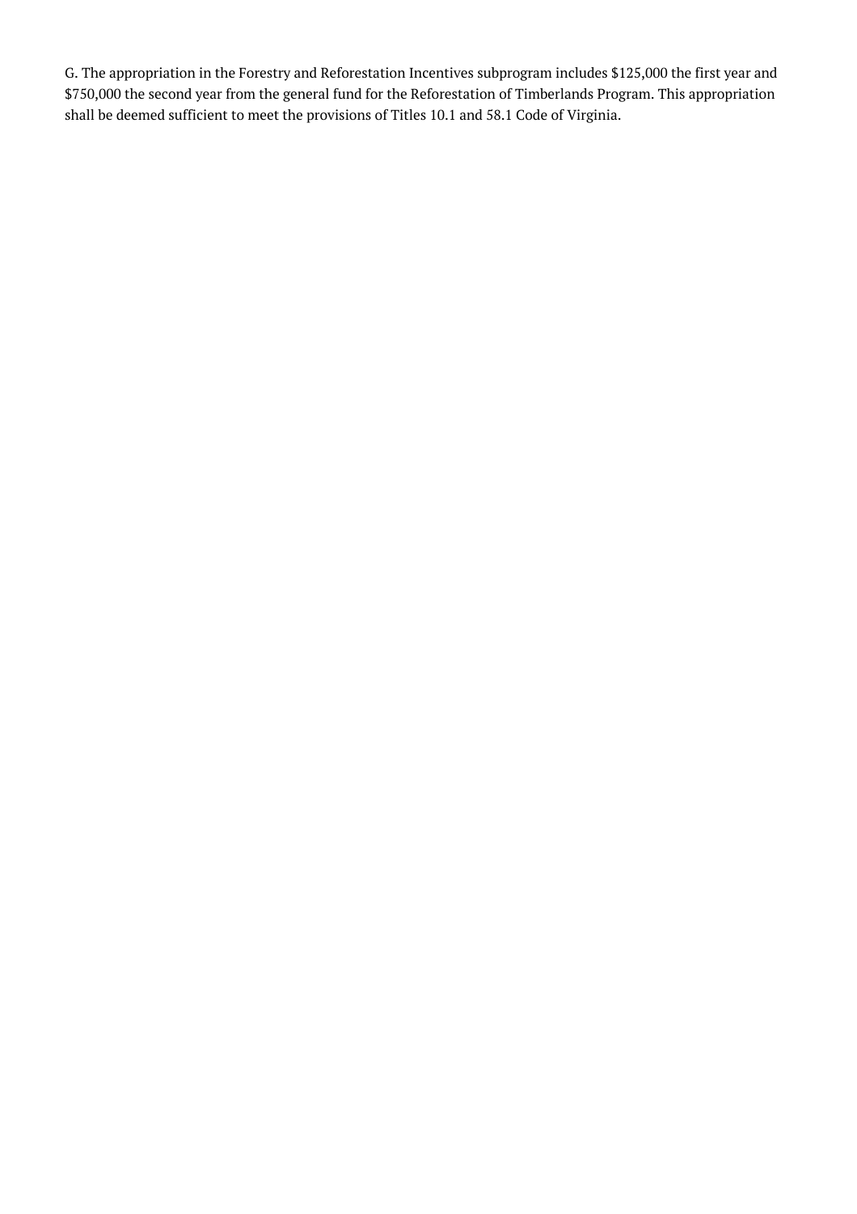G. The appropriation in the Forestry and Reforestation Incentives subprogram includes $125,000 the first year and $750,000 the second year from the general fund for the Reforestation of Timberlands Program. This appropriation shall be deemed sufficient to meet the provisions of Titles 10.1 and 58.1 Code of Virginia.